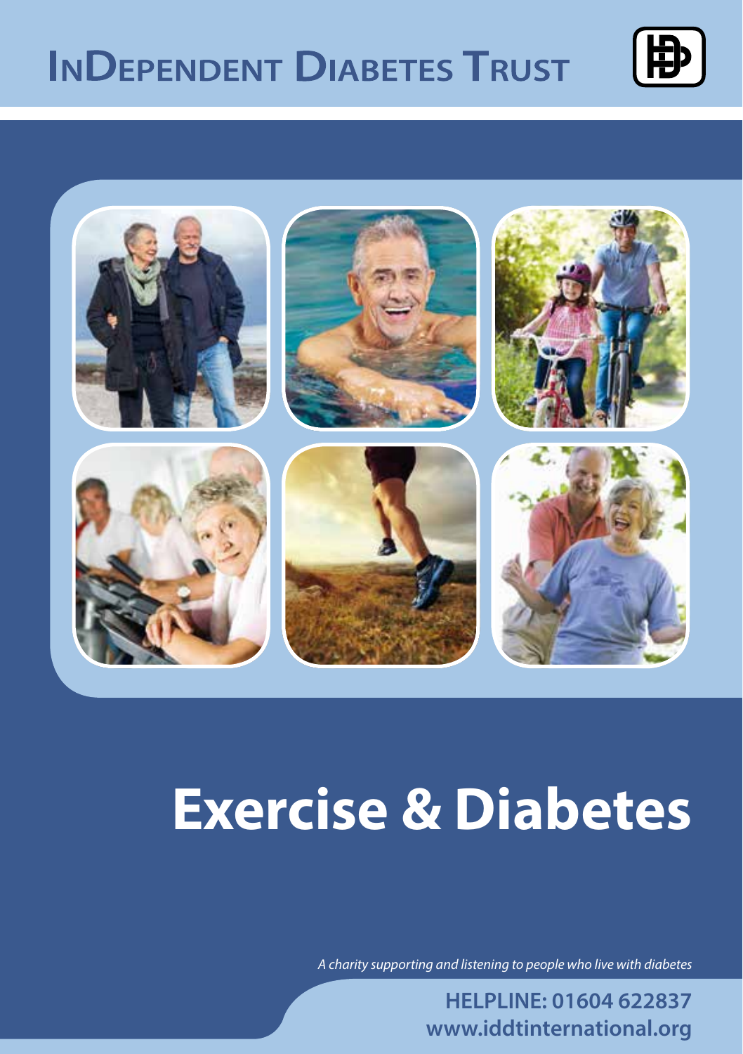# InDependent Diabetes Trust

# Exercise & Diabetes

*A charity supporting and listening to people who live with diabetes*

**HELPLINE: 01604 622837**
**www.iddtinternational.org**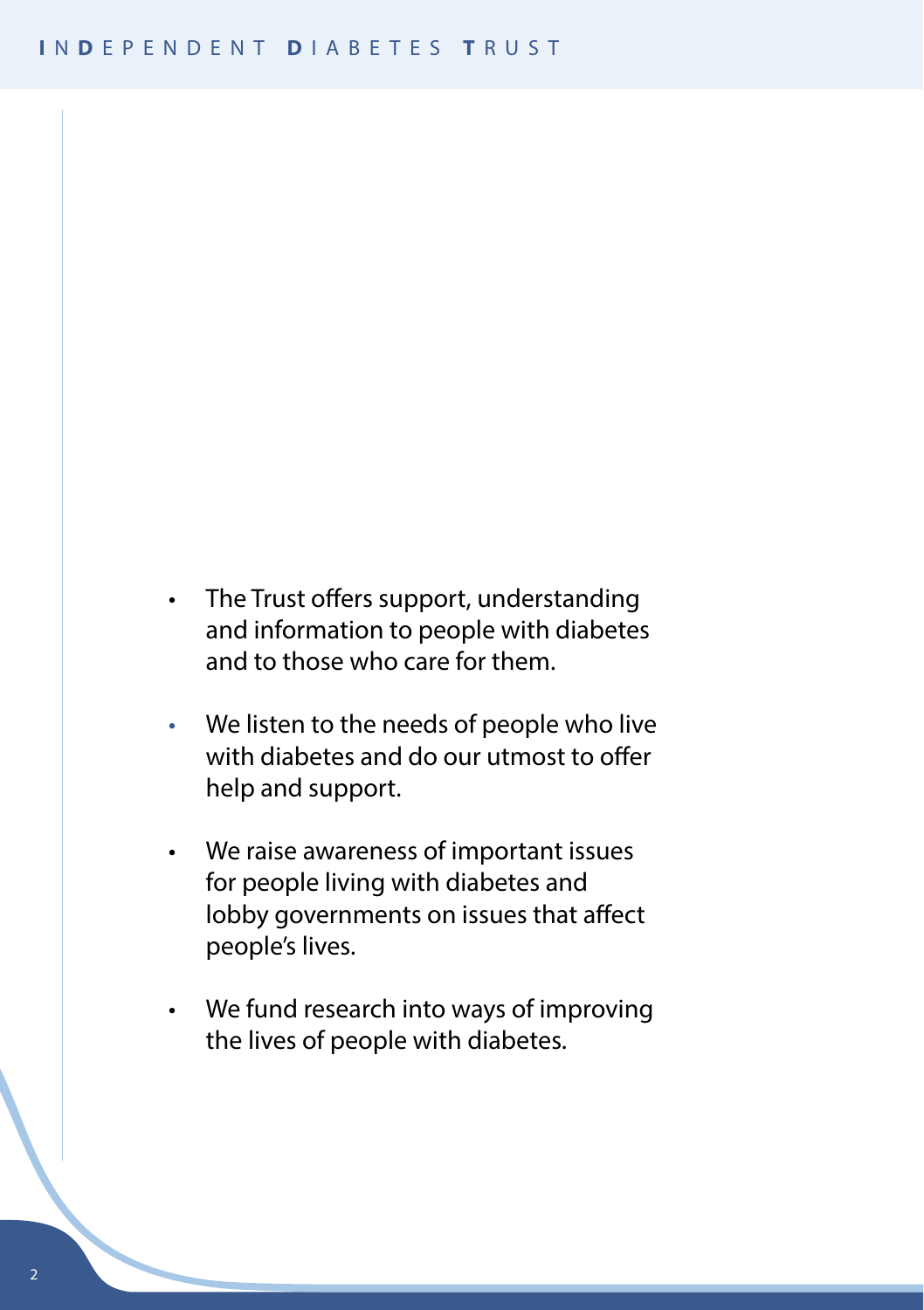- The Trust offers support, understanding and information to people with diabetes and to those who care for them.
- We listen to the needs of people who live with diabetes and do our utmost to offer help and support.
- We raise awareness of important issues for people living with diabetes and lobby governments on issues that affect people's lives.
- We fund research into ways of improving the lives of people with diabetes.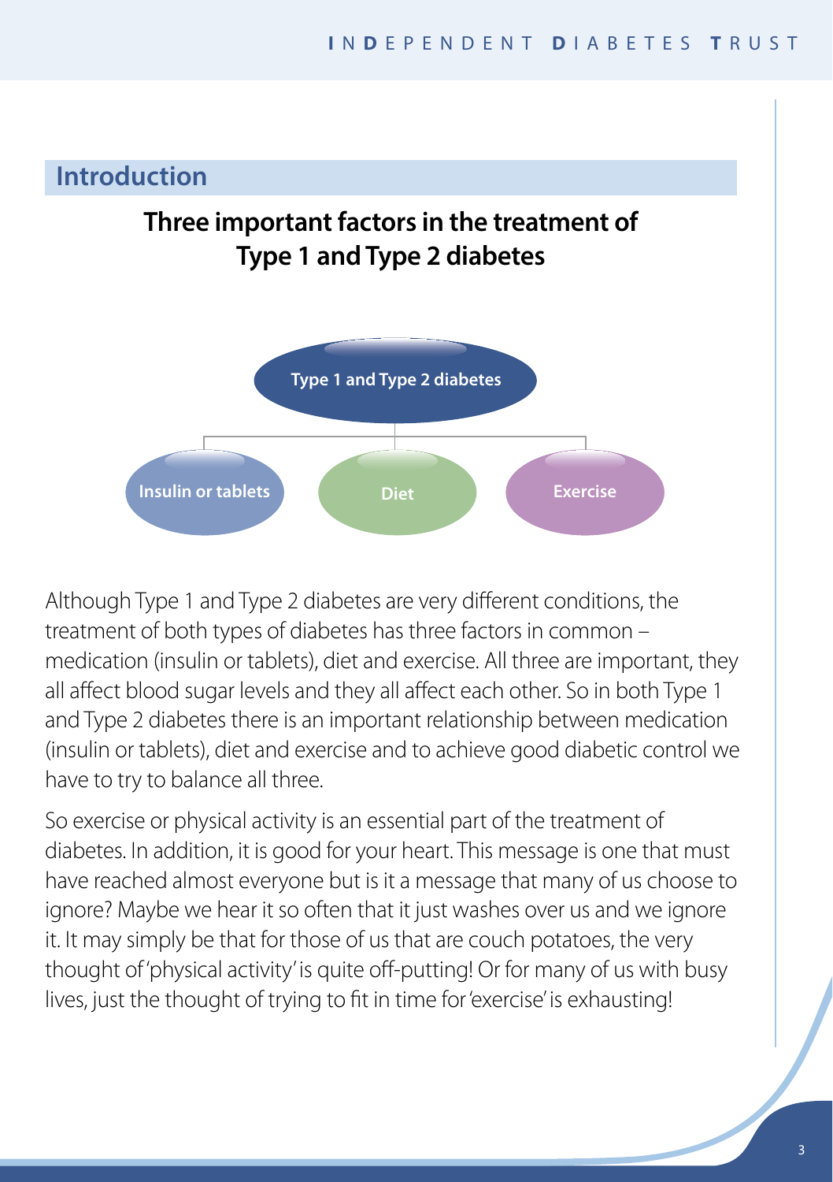## Introduction

### Three important factors in the treatment of Type 1 and Type 2 diabetes

Type 1 and Type 2 diabetes

Insulin or tablets

Diet

Exercise

Although Type 1 and Type 2 diabetes are very different conditions, the treatment of both types of diabetes has three factors in common – medication (insulin or tablets), diet and exercise. All three are important, they all affect blood sugar levels and they all affect each other. So in both Type 1 and Type 2 diabetes there is an important relationship between medication (insulin or tablets), diet and exercise and to achieve good diabetic control we have to try to balance all three.

So exercise or physical activity is an essential part of the treatment of diabetes. In addition, it is good for your heart. This message is one that must have reached almost everyone but is it a message that many of us choose to ignore? Maybe we hear it so often that it just washes over us and we ignore it. It may simply be that for those of us that are couch potatoes, the very thought of 'physical activity' is quite off-putting! Or for many of us with busy lives, just the thought of trying to fit in time for 'exercise' is exhausting!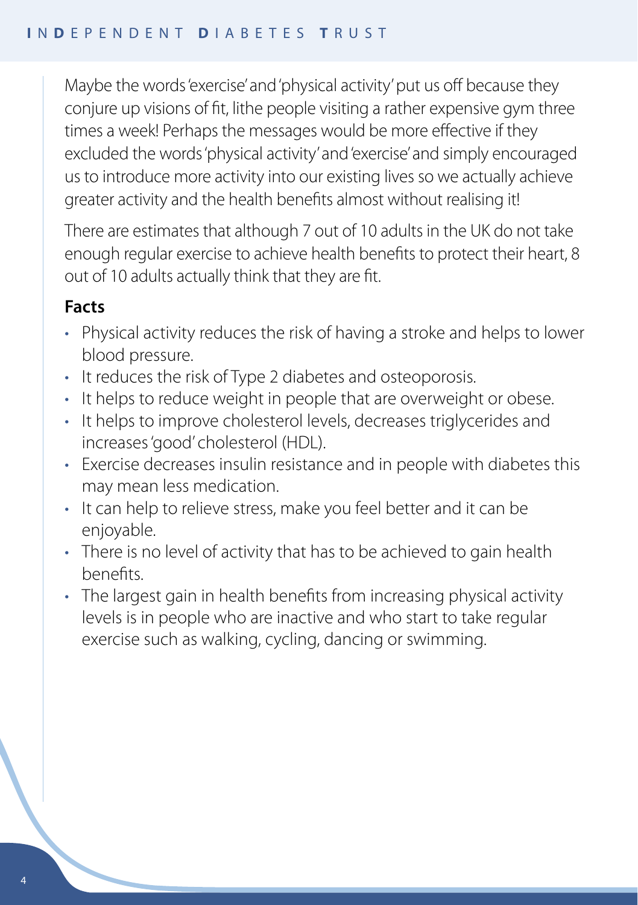Maybe the words 'exercise' and 'physical activity' put us off because they conjure up visions of fit, lithe people visiting a rather expensive gym three times a week! Perhaps the messages would be more effective if they excluded the words 'physical activity' and 'exercise' and simply encouraged us to introduce more activity into our existing lives so we actually achieve greater activity and the health benefits almost without realising it!

There are estimates that although 7 out of 10 adults in the UK do not take enough regular exercise to achieve health benefits to protect their heart, 8 out of 10 adults actually think that they are fit.

## Facts

- Physical activity reduces the risk of having a stroke and helps to lower blood pressure.
- It reduces the risk of Type 2 diabetes and osteoporosis.
- It helps to reduce weight in people that are overweight or obese.
- It helps to improve cholesterol levels, decreases triglycerides and increases 'good' cholesterol (HDL).
- Exercise decreases insulin resistance and in people with diabetes this may mean less medication.
- It can help to relieve stress, make you feel better and it can be enjoyable.
- There is no level of activity that has to be achieved to gain health benefits.
- The largest gain in health benefits from increasing physical activity levels is in people who are inactive and who start to take regular exercise such as walking, cycling, dancing or swimming.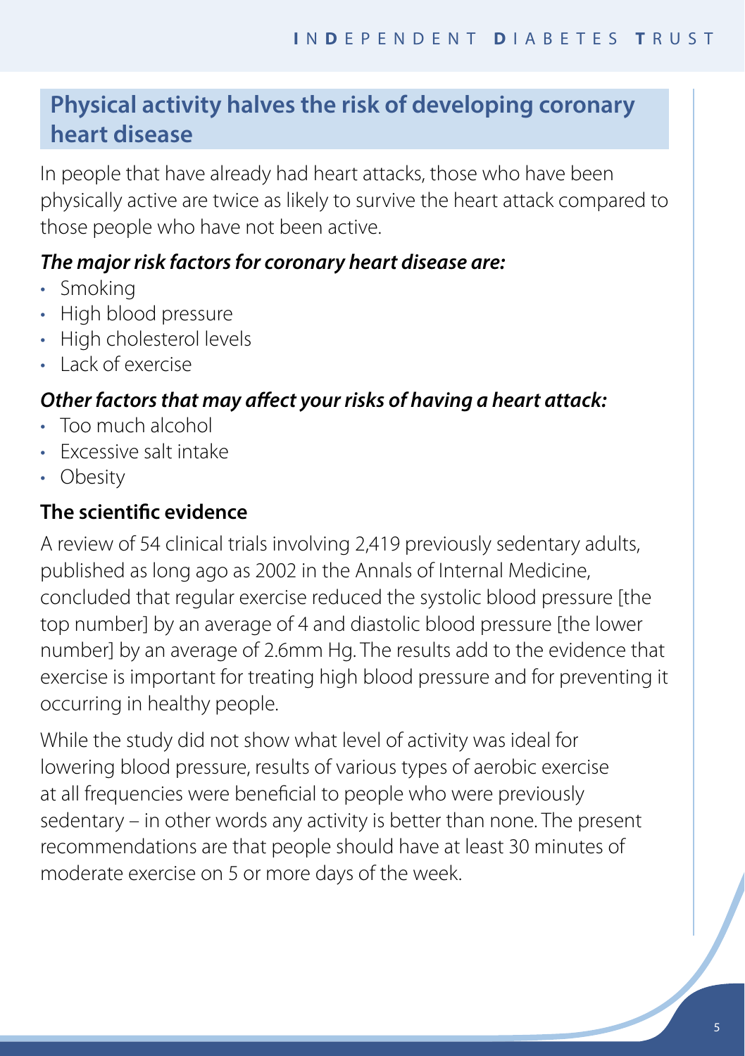## Physical activity halves the risk of developing coronary heart disease

In people that have already had heart attacks, those who have been physically active are twice as likely to survive the heart attack compared to those people who have not been active.

***The major risk factors for coronary heart disease are:***

- Smoking
- High blood pressure
- High cholesterol levels
- Lack of exercise

***Other factors that may affect your risks of having a heart attack:***

- Too much alcohol
- Excessive salt intake
- Obesity

### The scientific evidence

A review of 54 clinical trials involving 2,419 previously sedentary adults, published as long ago as 2002 in the Annals of Internal Medicine, concluded that regular exercise reduced the systolic blood pressure [the top number] by an average of 4 and diastolic blood pressure [the lower number] by an average of 2.6mm Hg. The results add to the evidence that exercise is important for treating high blood pressure and for preventing it occurring in healthy people.

While the study did not show what level of activity was ideal for lowering blood pressure, results of various types of aerobic exercise at all frequencies were beneficial to people who were previously sedentary – in other words any activity is better than none. The present recommendations are that people should have at least 30 minutes of moderate exercise on 5 or more days of the week.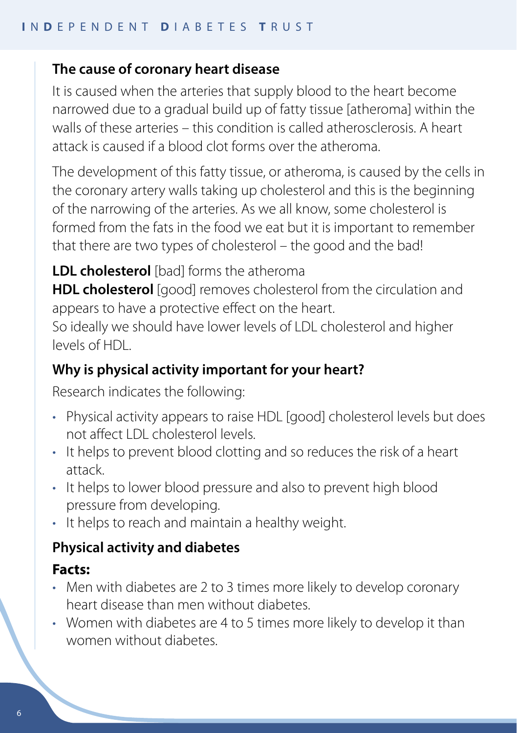## The cause of coronary heart disease

It is caused when the arteries that supply blood to the heart become narrowed due to a gradual build up of fatty tissue [atheroma] within the walls of these arteries – this condition is called atherosclerosis. A heart attack is caused if a blood clot forms over the atheroma.

The development of this fatty tissue, or atheroma, is caused by the cells in the coronary artery walls taking up cholesterol and this is the beginning of the narrowing of the arteries. As we all know, some cholesterol is formed from the fats in the food we eat but it is important to remember that there are two types of cholesterol – the good and the bad!

**LDL cholesterol** [bad] forms the atheroma
**HDL cholesterol** [good] removes cholesterol from the circulation and appears to have a protective effect on the heart.
So ideally we should have lower levels of LDL cholesterol and higher levels of HDL.

## Why is physical activity important for your heart?

Research indicates the following:

- Physical activity appears to raise HDL [good] cholesterol levels but does not affect LDL cholesterol levels.
- It helps to prevent blood clotting and so reduces the risk of a heart attack.
- It helps to lower blood pressure and also to prevent high blood pressure from developing.
- It helps to reach and maintain a healthy weight.

## Physical activity and diabetes

### Facts:

- Men with diabetes are 2 to 3 times more likely to develop coronary heart disease than men without diabetes.
- Women with diabetes are 4 to 5 times more likely to develop it than women without diabetes.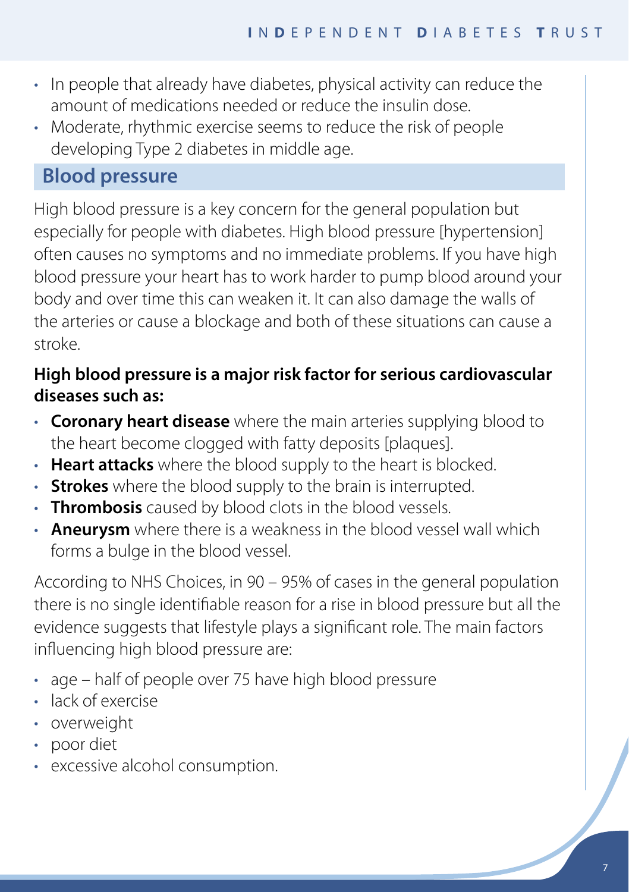- In people that already have diabetes, physical activity can reduce the amount of medications needed or reduce the insulin dose.
- Moderate, rhythmic exercise seems to reduce the risk of people developing Type 2 diabetes in middle age.

## Blood pressure

High blood pressure is a key concern for the general population but especially for people with diabetes. High blood pressure [hypertension] often causes no symptoms and no immediate problems. If you have high blood pressure your heart has to work harder to pump blood around your body and over time this can weaken it. It can also damage the walls of the arteries or cause a blockage and both of these situations can cause a stroke.

**High blood pressure is a major risk factor for serious cardiovascular diseases such as:**

- **Coronary heart disease** where the main arteries supplying blood to the heart become clogged with fatty deposits [plaques].
- **Heart attacks** where the blood supply to the heart is blocked.
- **Strokes** where the blood supply to the brain is interrupted.
- **Thrombosis** caused by blood clots in the blood vessels.
- **Aneurysm** where there is a weakness in the blood vessel wall which forms a bulge in the blood vessel.

According to NHS Choices, in 90 – 95% of cases in the general population there is no single identifiable reason for a rise in blood pressure but all the evidence suggests that lifestyle plays a significant role. The main factors influencing high blood pressure are:

- age – half of people over 75 have high blood pressure
- lack of exercise
- overweight
- poor diet
- excessive alcohol consumption.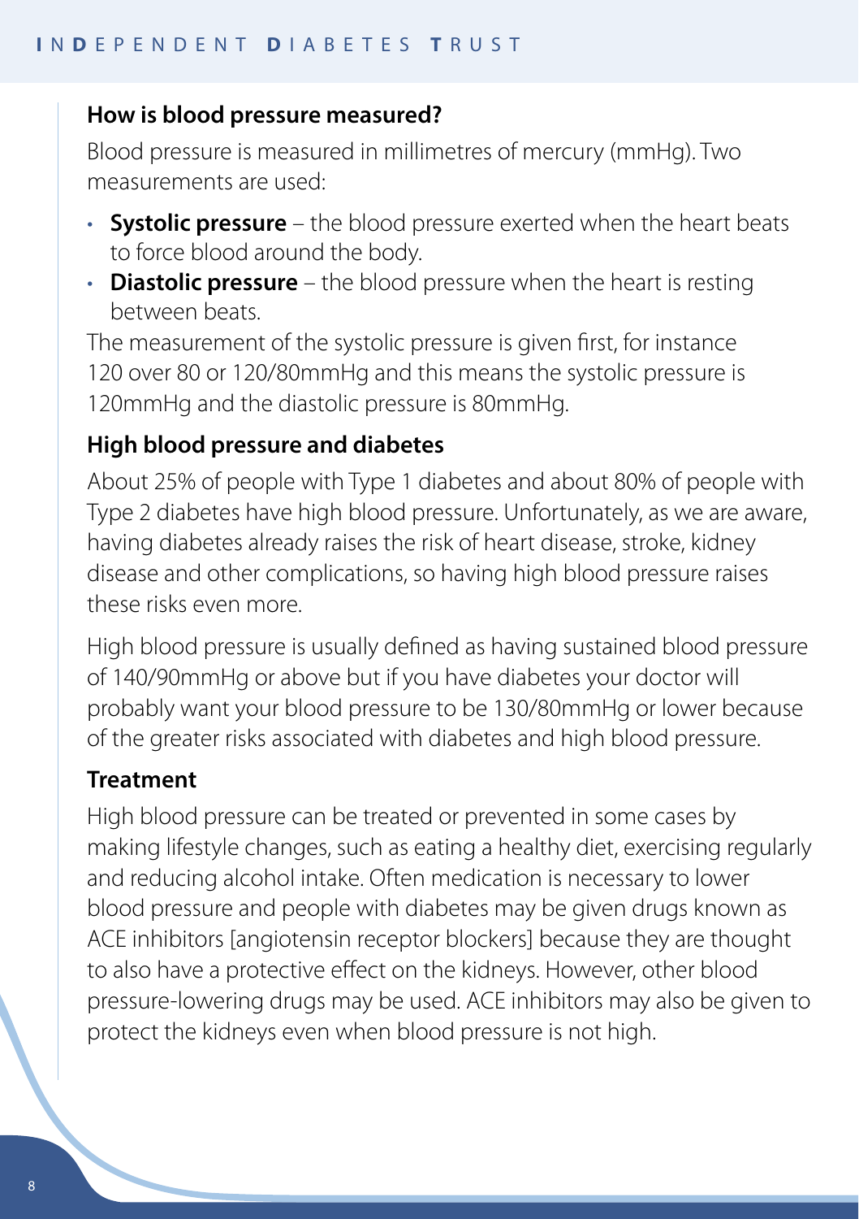## How is blood pressure measured?

Blood pressure is measured in millimetres of mercury (mmHg). Two measurements are used:

- **Systolic pressure** – the blood pressure exerted when the heart beats to force blood around the body.
- **Diastolic pressure** – the blood pressure when the heart is resting between beats.

The measurement of the systolic pressure is given first, for instance 120 over 80 or 120/80mmHg and this means the systolic pressure is 120mmHg and the diastolic pressure is 80mmHg.

## High blood pressure and diabetes

About 25% of people with Type 1 diabetes and about 80% of people with Type 2 diabetes have high blood pressure. Unfortunately, as we are aware, having diabetes already raises the risk of heart disease, stroke, kidney disease and other complications, so having high blood pressure raises these risks even more.

High blood pressure is usually defined as having sustained blood pressure of 140/90mmHg or above but if you have diabetes your doctor will probably want your blood pressure to be 130/80mmHg or lower because of the greater risks associated with diabetes and high blood pressure.

## Treatment

High blood pressure can be treated or prevented in some cases by making lifestyle changes, such as eating a healthy diet, exercising regularly and reducing alcohol intake. Often medication is necessary to lower blood pressure and people with diabetes may be given drugs known as ACE inhibitors [angiotensin receptor blockers] because they are thought to also have a protective effect on the kidneys. However, other blood pressure-lowering drugs may be used. ACE inhibitors may also be given to protect the kidneys even when blood pressure is not high.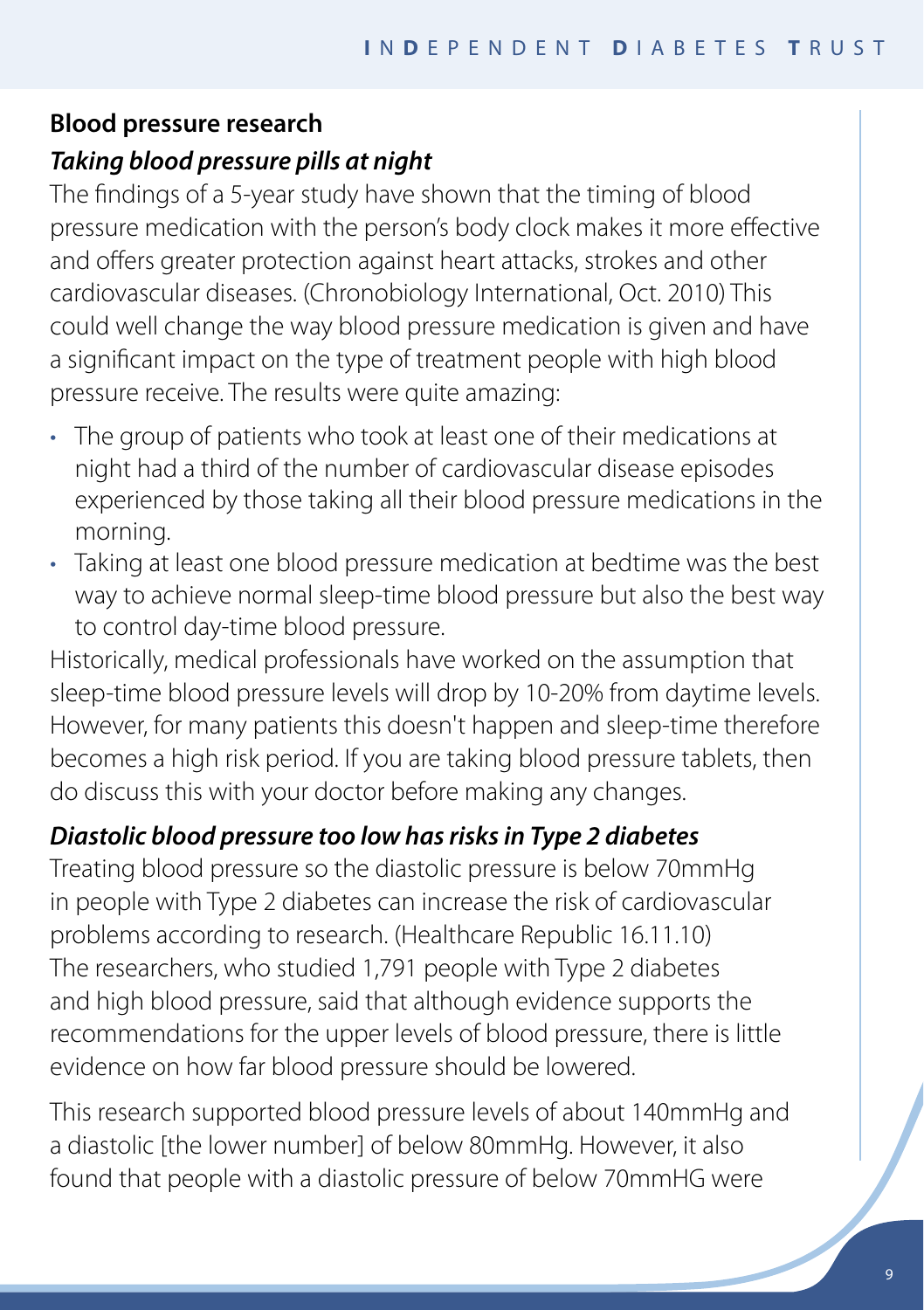## Blood pressure research

### *Taking blood pressure pills at night*

The findings of a 5-year study have shown that the timing of blood pressure medication with the person's body clock makes it more effective and offers greater protection against heart attacks, strokes and other cardiovascular diseases. (Chronobiology International, Oct. 2010) This could well change the way blood pressure medication is given and have a significant impact on the type of treatment people with high blood pressure receive. The results were quite amazing:

- The group of patients who took at least one of their medications at night had a third of the number of cardiovascular disease episodes experienced by those taking all their blood pressure medications in the morning.
- Taking at least one blood pressure medication at bedtime was the best way to achieve normal sleep-time blood pressure but also the best way to control day-time blood pressure.

Historically, medical professionals have worked on the assumption that sleep-time blood pressure levels will drop by 10-20% from daytime levels. However, for many patients this doesn't happen and sleep-time therefore becomes a high risk period. If you are taking blood pressure tablets, then do discuss this with your doctor before making any changes.

### *Diastolic blood pressure too low has risks in Type 2 diabetes*

Treating blood pressure so the diastolic pressure is below 70mmHg in people with Type 2 diabetes can increase the risk of cardiovascular problems according to research. (Healthcare Republic 16.11.10) The researchers, who studied 1,791 people with Type 2 diabetes and high blood pressure, said that although evidence supports the recommendations for the upper levels of blood pressure, there is little evidence on how far blood pressure should be lowered.

This research supported blood pressure levels of about 140mmHg and a diastolic [the lower number] of below 80mmHg. However, it also found that people with a diastolic pressure of below 70mmHG were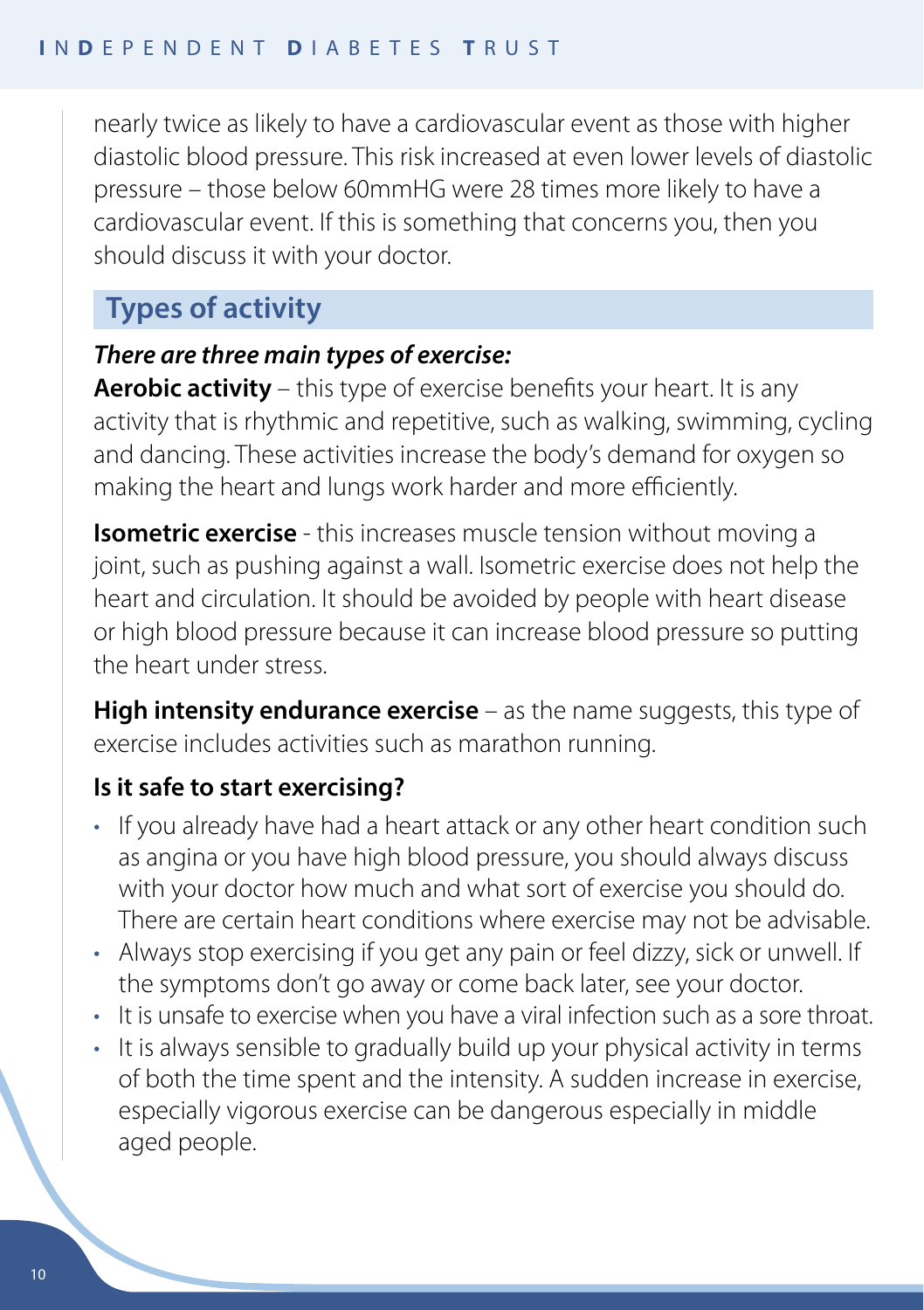nearly twice as likely to have a cardiovascular event as those with higher diastolic blood pressure. This risk increased at even lower levels of diastolic pressure – those below 60mmHG were 28 times more likely to have a cardiovascular event. If this is something that concerns you, then you should discuss it with your doctor.

## Types of activity

***There are three main types of exercise:***

**Aerobic activity** – this type of exercise benefits your heart. It is any activity that is rhythmic and repetitive, such as walking, swimming, cycling and dancing. These activities increase the body's demand for oxygen so making the heart and lungs work harder and more efficiently.

**Isometric exercise** - this increases muscle tension without moving a joint, such as pushing against a wall. Isometric exercise does not help the heart and circulation. It should be avoided by people with heart disease or high blood pressure because it can increase blood pressure so putting the heart under stress.

**High intensity endurance exercise** – as the name suggests, this type of exercise includes activities such as marathon running.

### Is it safe to start exercising?

- If you already have had a heart attack or any other heart condition such as angina or you have high blood pressure, you should always discuss with your doctor how much and what sort of exercise you should do. There are certain heart conditions where exercise may not be advisable.
- Always stop exercising if you get any pain or feel dizzy, sick or unwell. If the symptoms don't go away or come back later, see your doctor.
- It is unsafe to exercise when you have a viral infection such as a sore throat.
- It is always sensible to gradually build up your physical activity in terms of both the time spent and the intensity. A sudden increase in exercise, especially vigorous exercise can be dangerous especially in middle aged people.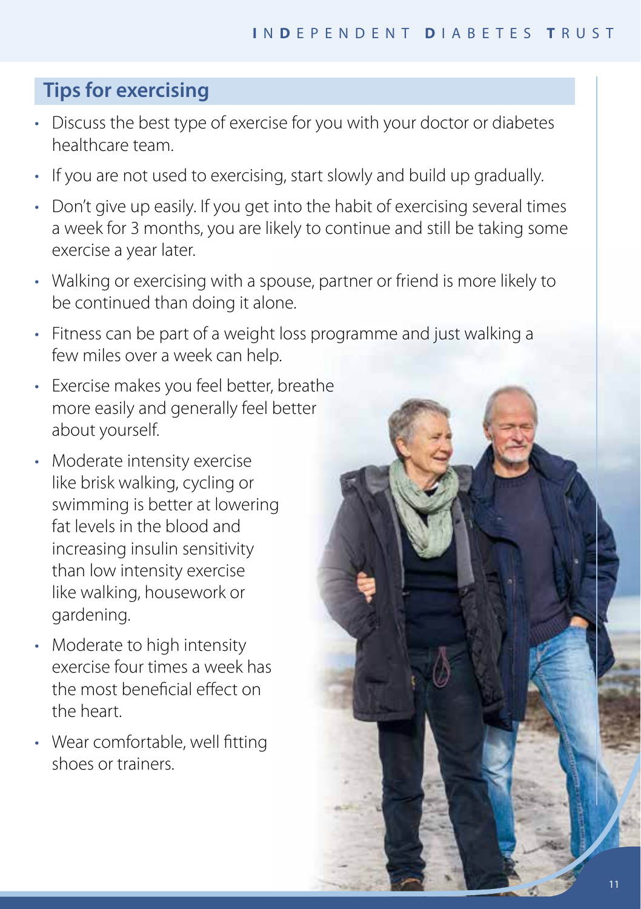## Tips for exercising

- Discuss the best type of exercise for you with your doctor or diabetes healthcare team.
- If you are not used to exercising, start slowly and build up gradually.
- Don't give up easily. If you get into the habit of exercising several times a week for 3 months, you are likely to continue and still be taking some exercise a year later.
- Walking or exercising with a spouse, partner or friend is more likely to be continued than doing it alone.
- Fitness can be part of a weight loss programme and just walking a few miles over a week can help.
- Exercise makes you feel better, breathe more easily and generally feel better about yourself.
- Moderate intensity exercise like brisk walking, cycling or swimming is better at lowering fat levels in the blood and increasing insulin sensitivity than low intensity exercise like walking, housework or gardening.
- Moderate to high intensity exercise four times a week has the most beneficial effect on the heart.
- Wear comfortable, well fitting shoes or trainers.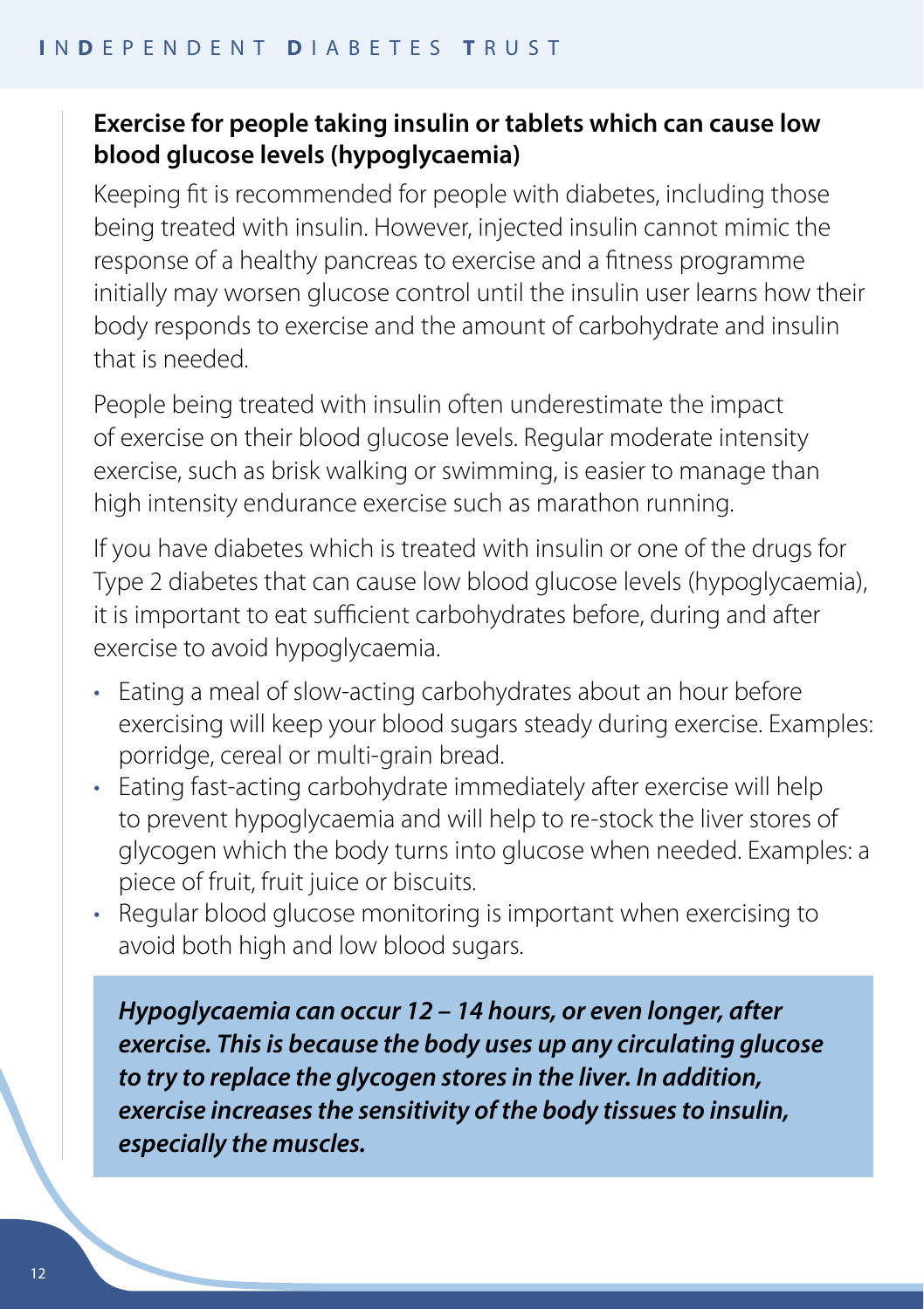## Exercise for people taking insulin or tablets which can cause low blood glucose levels (hypoglycaemia)

Keeping fit is recommended for people with diabetes, including those being treated with insulin. However, injected insulin cannot mimic the response of a healthy pancreas to exercise and a fitness programme initially may worsen glucose control until the insulin user learns how their body responds to exercise and the amount of carbohydrate and insulin that is needed.

People being treated with insulin often underestimate the impact of exercise on their blood glucose levels. Regular moderate intensity exercise, such as brisk walking or swimming, is easier to manage than high intensity endurance exercise such as marathon running.

If you have diabetes which is treated with insulin or one of the drugs for Type 2 diabetes that can cause low blood glucose levels (hypoglycaemia), it is important to eat sufficient carbohydrates before, during and after exercise to avoid hypoglycaemia.

- Eating a meal of slow-acting carbohydrates about an hour before exercising will keep your blood sugars steady during exercise. Examples: porridge, cereal or multi-grain bread.
- Eating fast-acting carbohydrate immediately after exercise will help to prevent hypoglycaemia and will help to re-stock the liver stores of glycogen which the body turns into glucose when needed. Examples: a piece of fruit, fruit juice or biscuits.
- Regular blood glucose monitoring is important when exercising to avoid both high and low blood sugars.

***Hypoglycaemia can occur 12 – 14 hours, or even longer, after exercise. This is because the body uses up any circulating glucose to try to replace the glycogen stores in the liver. In addition, exercise increases the sensitivity of the body tissues to insulin, especially the muscles.***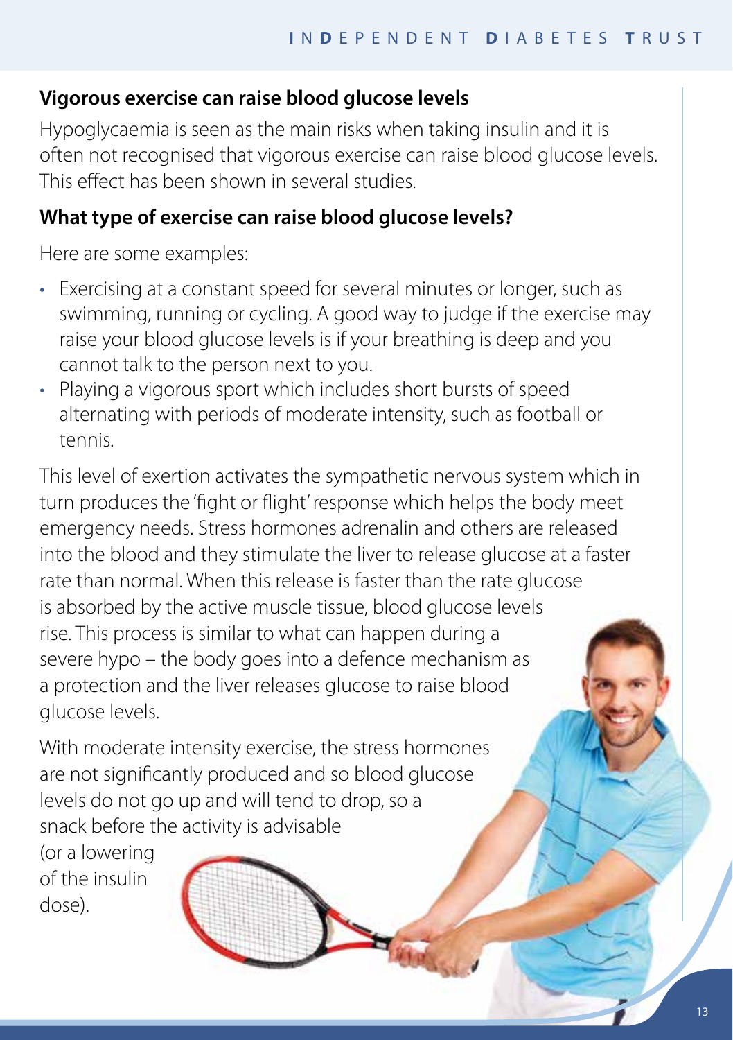## Vigorous exercise can raise blood glucose levels

Hypoglycaemia is seen as the main risks when taking insulin and it is often not recognised that vigorous exercise can raise blood glucose levels. This effect has been shown in several studies.

## What type of exercise can raise blood glucose levels?

Here are some examples:

- Exercising at a constant speed for several minutes or longer, such as swimming, running or cycling. A good way to judge if the exercise may raise your blood glucose levels is if your breathing is deep and you cannot talk to the person next to you.
- Playing a vigorous sport which includes short bursts of speed alternating with periods of moderate intensity, such as football or tennis.

This level of exertion activates the sympathetic nervous system which in turn produces the 'fight or flight' response which helps the body meet emergency needs. Stress hormones adrenalin and others are released into the blood and they stimulate the liver to release glucose at a faster rate than normal. When this release is faster than the rate glucose is absorbed by the active muscle tissue, blood glucose levels rise. This process is similar to what can happen during a severe hypo – the body goes into a defence mechanism as a protection and the liver releases glucose to raise blood glucose levels.

With moderate intensity exercise, the stress hormones are not significantly produced and so blood glucose levels do not go up and will tend to drop, so a snack before the activity is advisable (or a lowering of the insulin dose).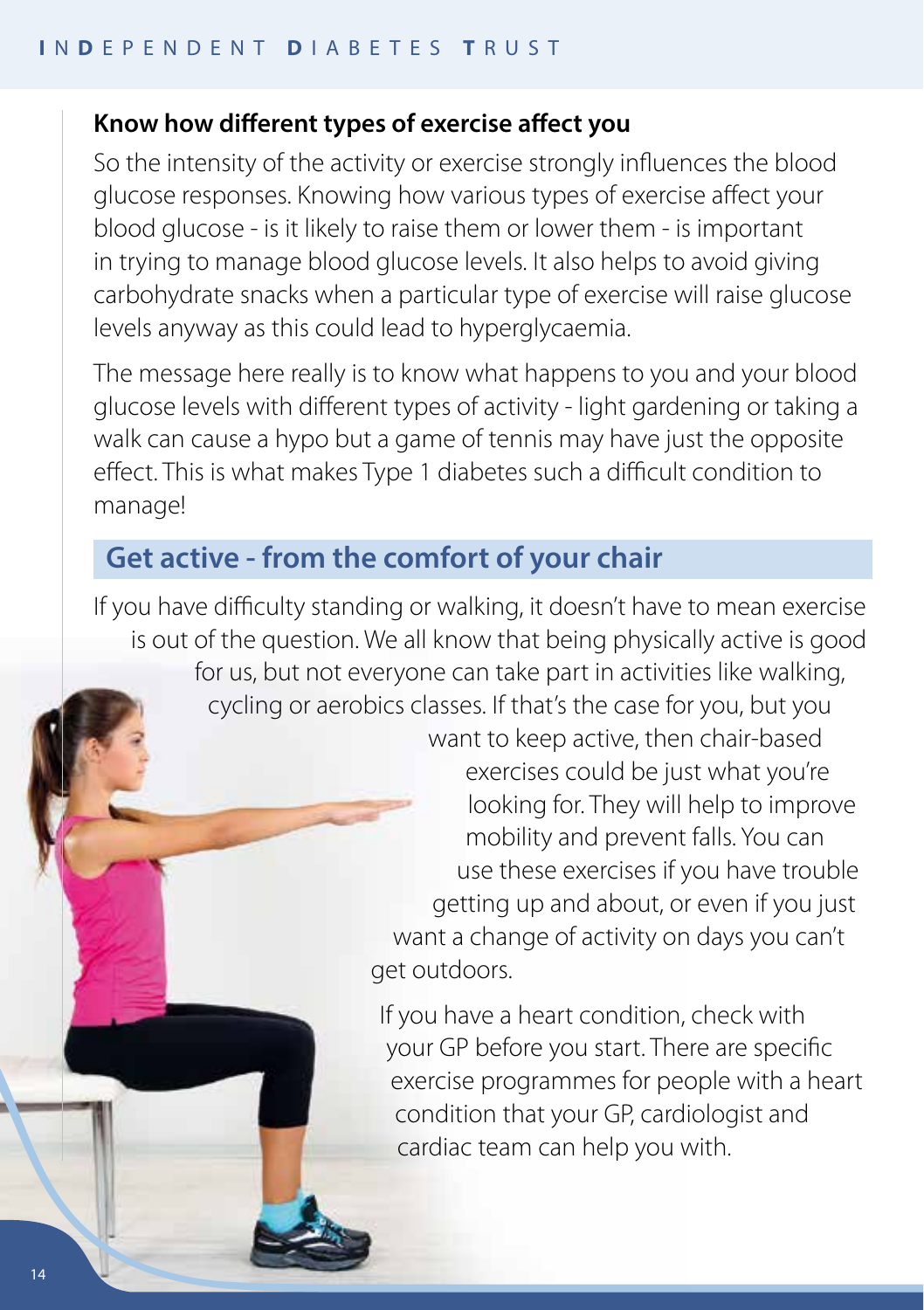### Know how different types of exercise affect you

So the intensity of the activity or exercise strongly influences the blood glucose responses. Knowing how various types of exercise affect your blood glucose - is it likely to raise them or lower them - is important in trying to manage blood glucose levels. It also helps to avoid giving carbohydrate snacks when a particular type of exercise will raise glucose levels anyway as this could lead to hyperglycaemia.

The message here really is to know what happens to you and your blood glucose levels with different types of activity - light gardening or taking a walk can cause a hypo but a game of tennis may have just the opposite effect. This is what makes Type 1 diabetes such a difficult condition to manage!

## Get active - from the comfort of your chair

If you have difficulty standing or walking, it doesn't have to mean exercise is out of the question. We all know that being physically active is good for us, but not everyone can take part in activities like walking, cycling or aerobics classes. If that's the case for you, but you want to keep active, then chair-based exercises could be just what you're looking for. They will help to improve mobility and prevent falls. You can use these exercises if you have trouble getting up and about, or even if you just want a change of activity on days you can't get outdoors.

If you have a heart condition, check with your GP before you start. There are specific exercise programmes for people with a heart condition that your GP, cardiologist and cardiac team can help you with.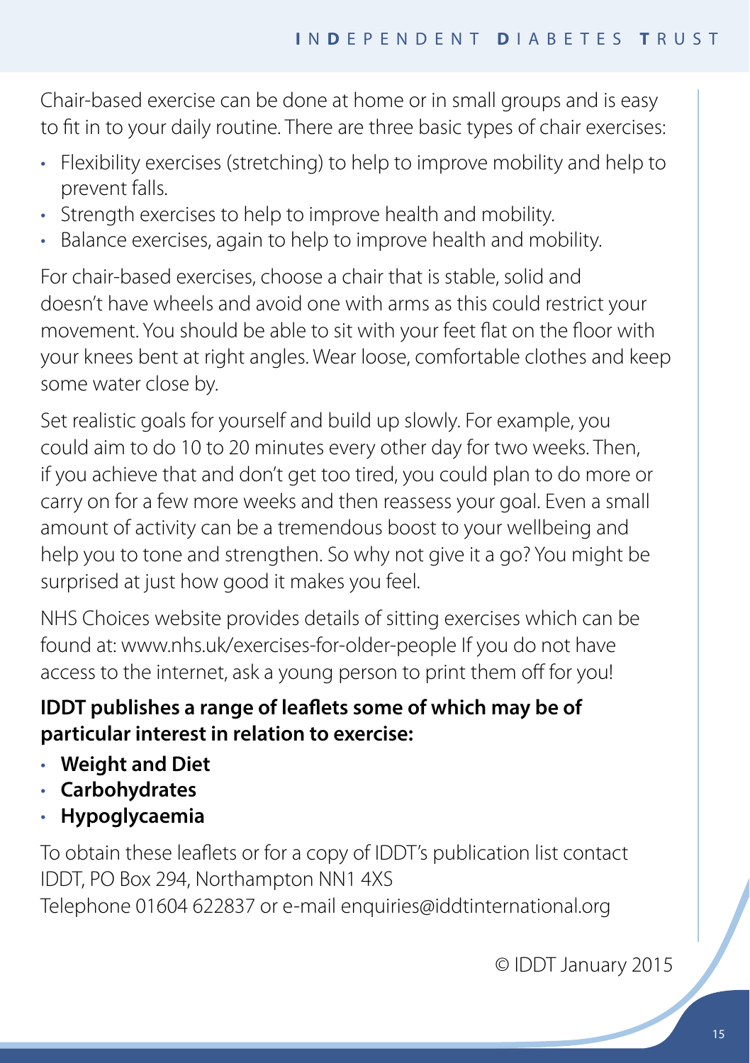Chair-based exercise can be done at home or in small groups and is easy to fit in to your daily routine. There are three basic types of chair exercises:

- Flexibility exercises (stretching) to help to improve mobility and help to prevent falls.
- Strength exercises to help to improve health and mobility.
- Balance exercises, again to help to improve health and mobility.

For chair-based exercises, choose a chair that is stable, solid and doesn't have wheels and avoid one with arms as this could restrict your movement. You should be able to sit with your feet flat on the floor with your knees bent at right angles. Wear loose, comfortable clothes and keep some water close by.

Set realistic goals for yourself and build up slowly. For example, you could aim to do 10 to 20 minutes every other day for two weeks. Then, if you achieve that and don't get too tired, you could plan to do more or carry on for a few more weeks and then reassess your goal. Even a small amount of activity can be a tremendous boost to your wellbeing and help you to tone and strengthen. So why not give it a go? You might be surprised at just how good it makes you feel.

NHS Choices website provides details of sitting exercises which can be found at: www.nhs.uk/exercises-for-older-people If you do not have access to the internet, ask a young person to print them off for you!

**IDDT publishes a range of leaflets some of which may be of particular interest in relation to exercise:**

- **Weight and Diet**
- **Carbohydrates**
- **Hypoglycaemia**

To obtain these leaflets or for a copy of IDDT's publication list contact IDDT, PO Box 294, Northampton NN1 4XS
Telephone 01604 622837 or e-mail enquiries@iddtinternational.org

© IDDT January 2015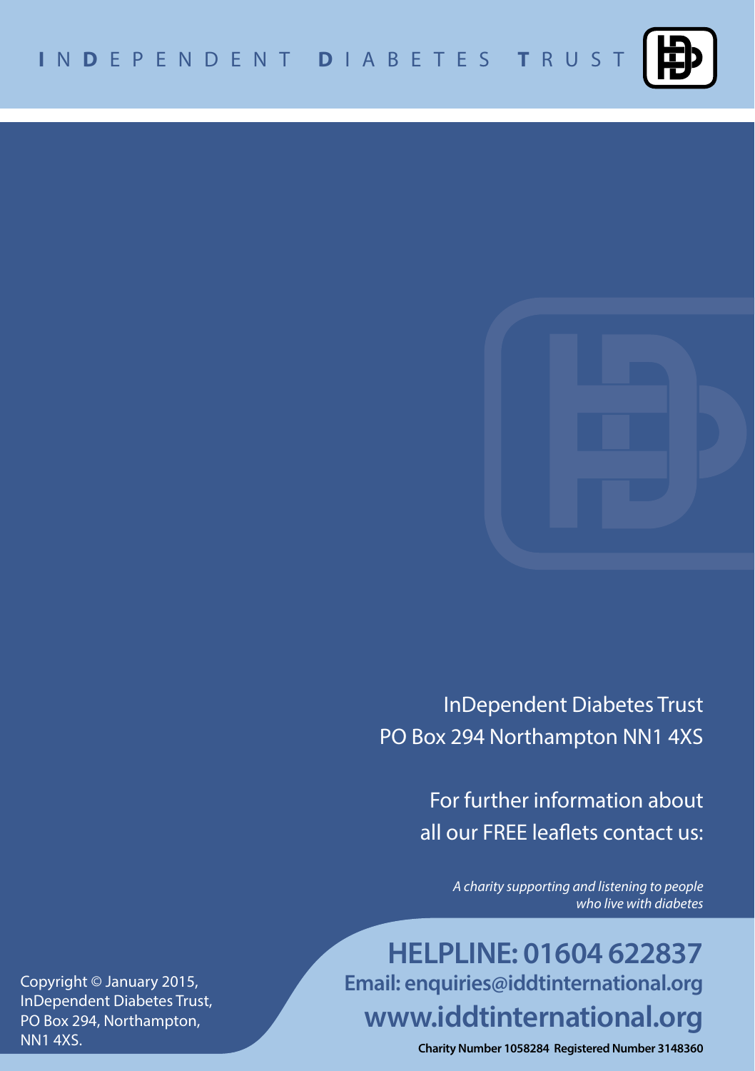INDEPENDENT DIABETES TRUST

InDependent Diabetes Trust
PO Box 294 Northampton NN1 4XS

For further information about
all our FREE leaflets contact us:

*A charity supporting and listening to people who live with diabetes*

**HELPLINE: 01604 622837**

**Email: enquiries@iddtinternational.org**

**www.iddtinternational.org**

**Charity Number 1058284 Registered Number 3148360**

Copyright © January 2015,
InDependent Diabetes Trust,
PO Box 294, Northampton,
NN1 4XS.